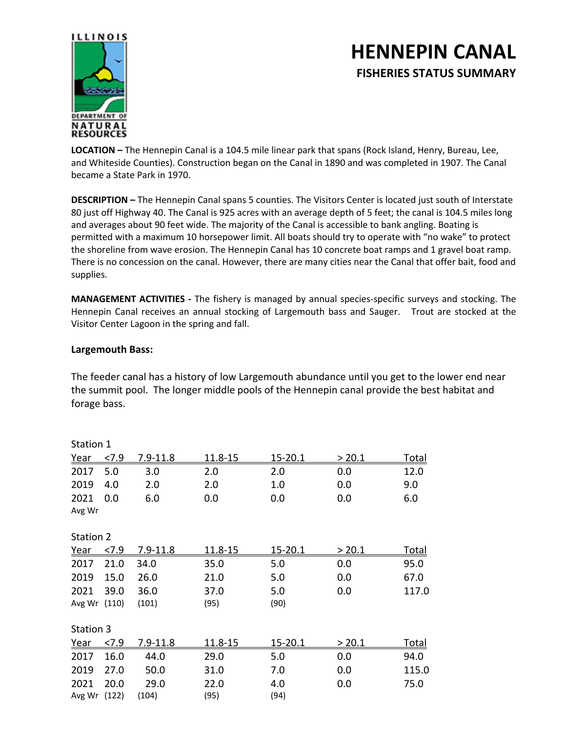# HENNEPIN CANAL

## FISHERIES STATUS SUMMARY

**LOCATION –** The Hennepin Canal is a 104.5 mile linear park that spans (Rock Island, Henry, Bureau, Lee, and Whiteside Counties). Construction began on the Canal in 1890 and was completed in 1907. The Canal became a State Park in 1970.

**DESCRIPTION –** The Hennepin Canal spans 5 counties. The Visitors Center is located just south of Interstate 80 just off Highway 40. The Canal is 925 acres with an average depth of 5 feet; the canal is 104.5 miles long and averages about 90 feet wide. The majority of the Canal is accessible to bank angling. Boating is permitted with a maximum 10 horsepower limit. All boats should try to operate with "no wake" to protect the shoreline from wave erosion. The Hennepin Canal has 10 concrete boat ramps and 1 gravel boat ramp. There is no concession on the canal. However, there are many cities near the Canal that offer bait, food and supplies.

**MANAGEMENT ACTIVITIES -** The fishery is managed by annual species-specific surveys and stocking. The Hennepin Canal receives an annual stocking of Largemouth bass and Sauger. Trout are stocked at the Visitor Center Lagoon in the spring and fall.

**Largemouth Bass:**

The feeder canal has a history of low Largemouth abundance until you get to the lower end near the summit pool. The longer middle pools of the Hennepin canal provide the best habitat and forage bass.

Station 1

| Year | <7.9 | 7.9-11.8 | 11.8-15 | 15-20.1 | > 20.1 | Total |
|---|---|---|---|---|---|---|
| 2017 | 5.0 | 3.0 | 2.0 | 2.0 | 0.0 | 12.0 |
| 2019 | 4.0 | 2.0 | 2.0 | 1.0 | 0.0 | 9.0 |
| 2021 | 0.0 | 6.0 | 0.0 | 0.0 | 0.0 | 6.0 |
| Avg Wr | | | | | | |

Station 2

| Year | <7.9 | 7.9-11.8 | 11.8-15 | 15-20.1 | > 20.1 | Total |
|---|---|---|---|---|---|---|
| 2017 | 21.0 | 34.0 | 35.0 | 5.0 | 0.0 | 95.0 |
| 2019 | 15.0 | 26.0 | 21.0 | 5.0 | 0.0 | 67.0 |
| 2021 | 39.0 | 36.0 | 37.0 | 5.0 | 0.0 | 117.0 |
| Avg Wr | (110) | (101) | (95) | (90) | | |

Station 3

| Year | <7.9 | 7.9-11.8 | 11.8-15 | 15-20.1 | > 20.1 | Total |
|---|---|---|---|---|---|---|
| 2017 | 16.0 | 44.0 | 29.0 | 5.0 | 0.0 | 94.0 |
| 2019 | 27.0 | 50.0 | 31.0 | 7.0 | 0.0 | 115.0 |
| 2021 | 20.0 | 29.0 | 22.0 | 4.0 | 0.0 | 75.0 |
| Avg Wr | (122) | (104) | (95) | (94) | | |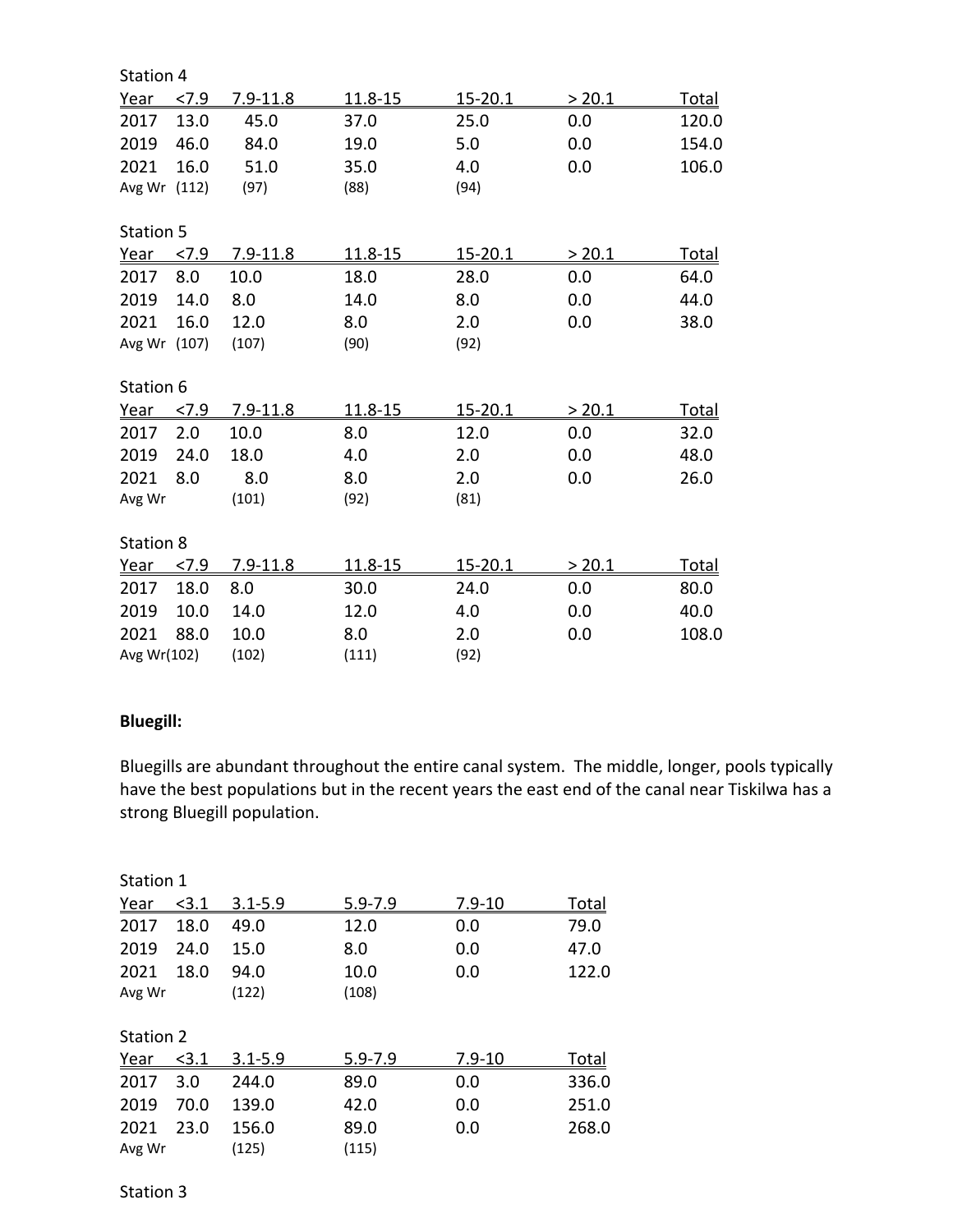Station 4

| Year | <7.9 | 7.9-11.8 | 11.8-15 | 15-20.1 | > 20.1 | Total |
|---|---|---|---|---|---|---|
| 2017 | 13.0 | 45.0 | 37.0 | 25.0 | 0.0 | 120.0 |
| 2019 | 46.0 | 84.0 | 19.0 | 5.0 | 0.0 | 154.0 |
| 2021 | 16.0 | 51.0 | 35.0 | 4.0 | 0.0 | 106.0 |
| Avg Wr | (112) | (97) | (88) | (94) | | |

Station 5

| Year | <7.9 | 7.9-11.8 | 11.8-15 | 15-20.1 | > 20.1 | Total |
|---|---|---|---|---|---|---|
| 2017 | 8.0 | 10.0 | 18.0 | 28.0 | 0.0 | 64.0 |
| 2019 | 14.0 | 8.0 | 14.0 | 8.0 | 0.0 | 44.0 |
| 2021 | 16.0 | 12.0 | 8.0 | 2.0 | 0.0 | 38.0 |
| Avg Wr | (107) | (107) | (90) | (92) | | |

Station 6

| Year | <7.9 | 7.9-11.8 | 11.8-15 | 15-20.1 | > 20.1 | Total |
|---|---|---|---|---|---|---|
| 2017 | 2.0 | 10.0 | 8.0 | 12.0 | 0.0 | 32.0 |
| 2019 | 24.0 | 18.0 | 4.0 | 2.0 | 0.0 | 48.0 |
| 2021 | 8.0 | 8.0 | 8.0 | 2.0 | 0.0 | 26.0 |
| Avg Wr | | (101) | (92) | (81) | | |

Station 8

| Year | <7.9 | 7.9-11.8 | 11.8-15 | 15-20.1 | > 20.1 | Total |
|---|---|---|---|---|---|---|
| 2017 | 18.0 | 8.0 | 30.0 | 24.0 | 0.0 | 80.0 |
| 2019 | 10.0 | 14.0 | 12.0 | 4.0 | 0.0 | 40.0 |
| 2021 | 88.0 | 10.0 | 8.0 | 2.0 | 0.0 | 108.0 |
| Avg Wr | (102) | (102) | (111) | (92) | | |

**Bluegill:**

Bluegills are abundant throughout the entire canal system. The middle, longer, pools typically have the best populations but in the recent years the east end of the canal near Tiskilwa has a strong Bluegill population.

Station 1

| Year | <3.1 | 3.1-5.9 | 5.9-7.9 | 7.9-10 | Total |
|---|---|---|---|---|---|
| 2017 | 18.0 | 49.0 | 12.0 | 0.0 | 79.0 |
| 2019 | 24.0 | 15.0 | 8.0 | 0.0 | 47.0 |
| 2021 | 18.0 | 94.0 | 10.0 | 0.0 | 122.0 |
| Avg Wr | | (122) | (108) | | |

Station 2

| Year | <3.1 | 3.1-5.9 | 5.9-7.9 | 7.9-10 | Total |
|---|---|---|---|---|---|
| 2017 | 3.0 | 244.0 | 89.0 | 0.0 | 336.0 |
| 2019 | 70.0 | 139.0 | 42.0 | 0.0 | 251.0 |
| 2021 | 23.0 | 156.0 | 89.0 | 0.0 | 268.0 |
| Avg Wr | | (125) | (115) | | |

Station 3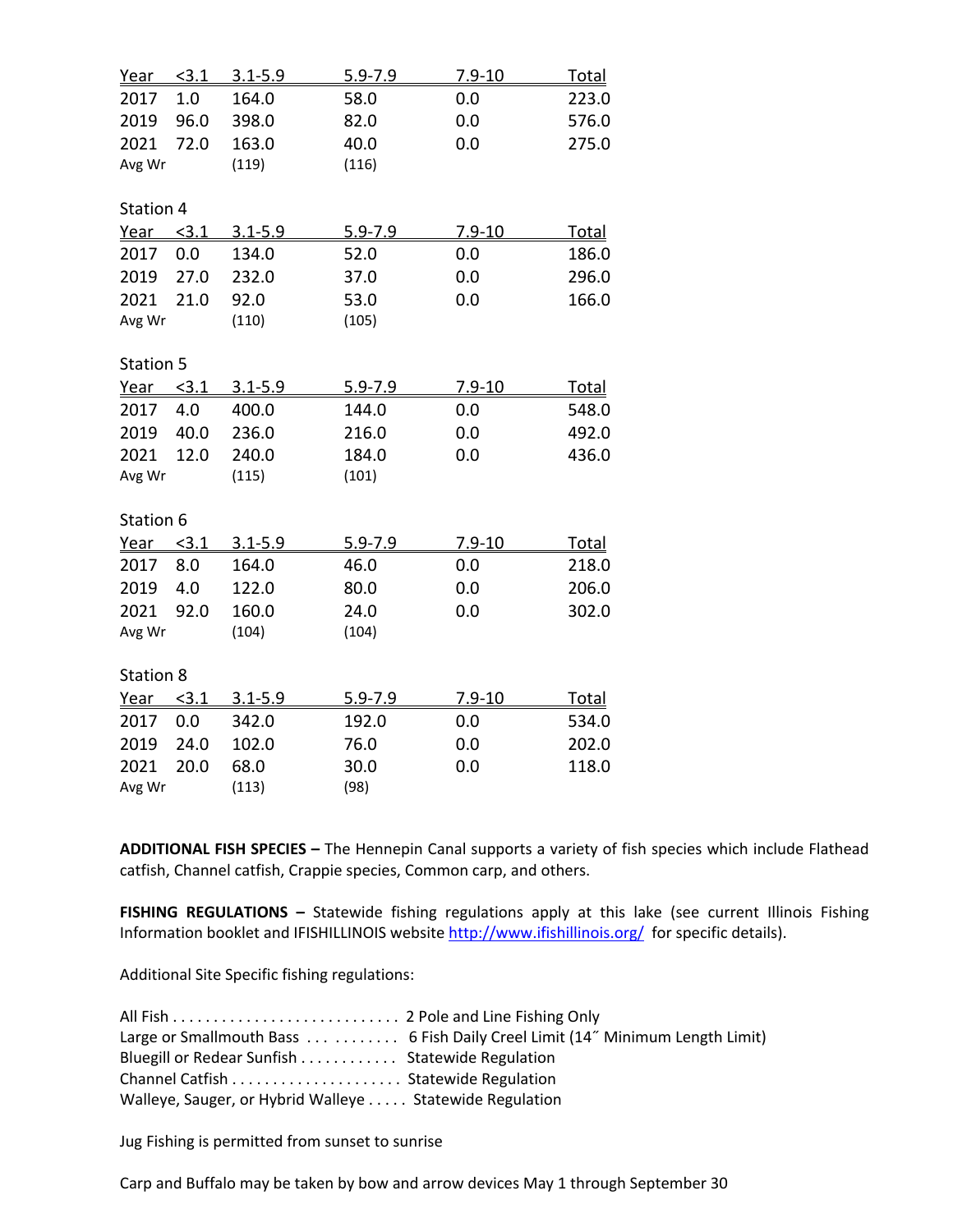| Year | <3.1 | 3.1-5.9 | 5.9-7.9 | 7.9-10 | Total |
|---|---|---|---|---|---|
| 2017 | 1.0 | 164.0 | 58.0 | 0.0 | 223.0 |
| 2019 | 96.0 | 398.0 | 82.0 | 0.0 | 576.0 |
| 2021 | 72.0 | 163.0 | 40.0 | 0.0 | 275.0 |
| Avg Wr | | (119) | (116) | | |

Station 4

| Year | <3.1 | 3.1-5.9 | 5.9-7.9 | 7.9-10 | Total |
|---|---|---|---|---|---|
| 2017 | 0.0 | 134.0 | 52.0 | 0.0 | 186.0 |
| 2019 | 27.0 | 232.0 | 37.0 | 0.0 | 296.0 |
| 2021 | 21.0 | 92.0 | 53.0 | 0.0 | 166.0 |
| Avg Wr | | (110) | (105) | | |

Station 5

| Year | <3.1 | 3.1-5.9 | 5.9-7.9 | 7.9-10 | Total |
|---|---|---|---|---|---|
| 2017 | 4.0 | 400.0 | 144.0 | 0.0 | 548.0 |
| 2019 | 40.0 | 236.0 | 216.0 | 0.0 | 492.0 |
| 2021 | 12.0 | 240.0 | 184.0 | 0.0 | 436.0 |
| Avg Wr | | (115) | (101) | | |

Station 6

| Year | <3.1 | 3.1-5.9 | 5.9-7.9 | 7.9-10 | Total |
|---|---|---|---|---|---|
| 2017 | 8.0 | 164.0 | 46.0 | 0.0 | 218.0 |
| 2019 | 4.0 | 122.0 | 80.0 | 0.0 | 206.0 |
| 2021 | 92.0 | 160.0 | 24.0 | 0.0 | 302.0 |
| Avg Wr | | (104) | (104) | | |

Station 8

| Year | <3.1 | 3.1-5.9 | 5.9-7.9 | 7.9-10 | Total |
|---|---|---|---|---|---|
| 2017 | 0.0 | 342.0 | 192.0 | 0.0 | 534.0 |
| 2019 | 24.0 | 102.0 | 76.0 | 0.0 | 202.0 |
| 2021 | 20.0 | 68.0 | 30.0 | 0.0 | 118.0 |
| Avg Wr | | (113) | (98) | | |

**ADDITIONAL FISH SPECIES –** The Hennepin Canal supports a variety of fish species which include Flathead catfish, Channel catfish, Crappie species, Common carp, and others.

**FISHING REGULATIONS –** Statewide fishing regulations apply at this lake (see current Illinois Fishing Information booklet and IFISHILLINOIS website http://www.ifishillinois.org/ for specific details).

Additional Site Specific fishing regulations:

All Fish . . . . . . . . . . . . . . . . . . . . . . . . . . . . 2 Pole and Line Fishing Only
Large or Smallmouth Bass . . . . . . . . . . . 6 Fish Daily Creel Limit (14˝ Minimum Length Limit)
Bluegill or Redear Sunfish . . . . . . . . . . . . Statewide Regulation
Channel Catfish . . . . . . . . . . . . . . . . . . . . . Statewide Regulation
Walleye, Sauger, or Hybrid Walleye . . . . . Statewide Regulation

Jug Fishing is permitted from sunset to sunrise

Carp and Buffalo may be taken by bow and arrow devices May 1 through September 30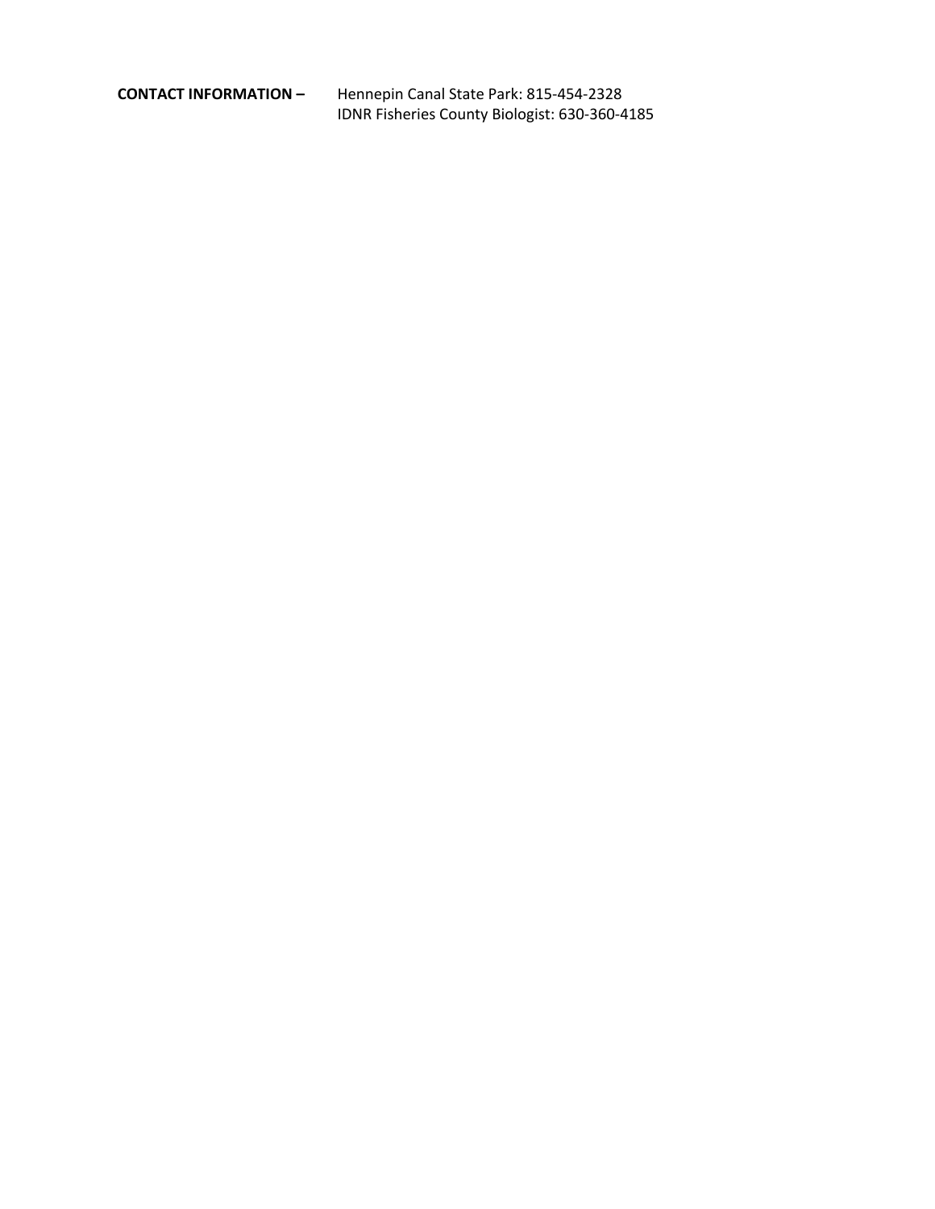**CONTACT INFORMATION –** Hennepin Canal State Park: 815-454-2328
IDNR Fisheries County Biologist: 630-360-4185